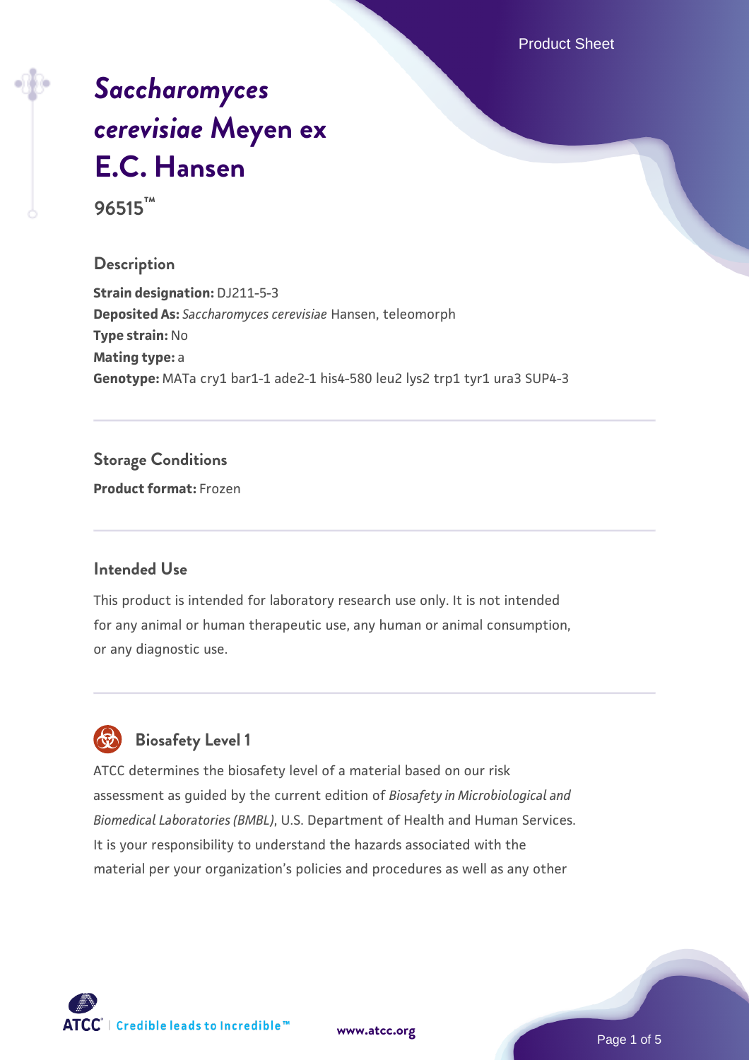# *Saccharomyces cerevisiae* Meyen ex E.C. Hansen

**96515™**

## Description

**Strain designation:** DJ211-5-3
**Deposited As:** *Saccharomyces cerevisiae* Hansen, teleomorph
**Type strain:** No
**Mating type:** a
**Genotype:** MATa cry1 bar1-1 ade2-1 his4-580 leu2 lys2 trp1 tyr1 ura3 SUP4-3

## Storage Conditions

**Product format:** Frozen

## Intended Use

This product is intended for laboratory research use only. It is not intended for any animal or human therapeutic use, any human or animal consumption, or any diagnostic use.

## Biosafety Level 1

ATCC determines the biosafety level of a material based on our risk assessment as guided by the current edition of *Biosafety in Microbiological and Biomedical Laboratories (BMBL)*, U.S. Department of Health and Human Services. It is your responsibility to understand the hazards associated with the material per your organization's policies and procedures as well as any other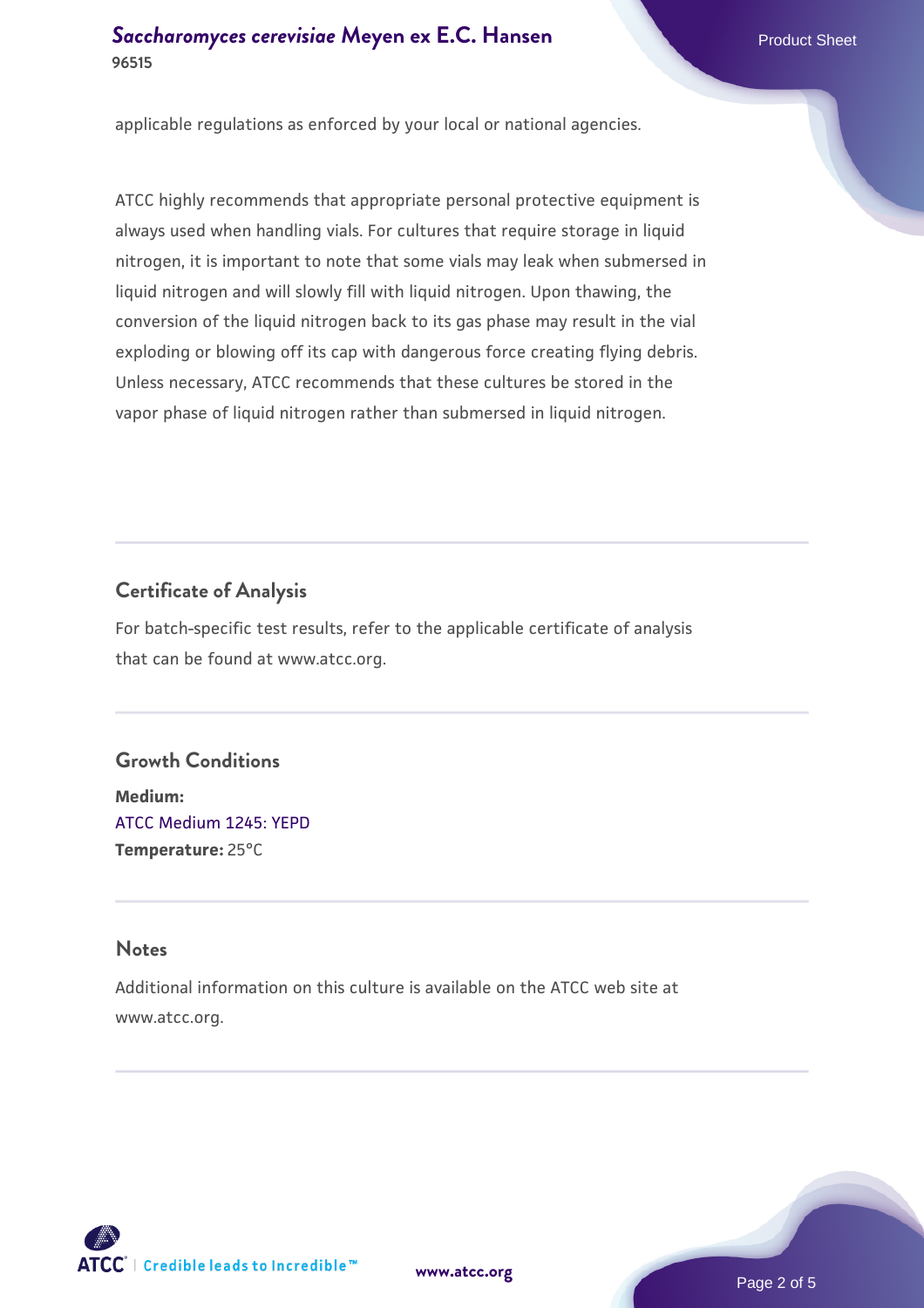applicable regulations as enforced by your local or national agencies.

ATCC highly recommends that appropriate personal protective equipment is always used when handling vials. For cultures that require storage in liquid nitrogen, it is important to note that some vials may leak when submersed in liquid nitrogen and will slowly fill with liquid nitrogen. Upon thawing, the conversion of the liquid nitrogen back to its gas phase may result in the vial exploding or blowing off its cap with dangerous force creating flying debris. Unless necessary, ATCC recommends that these cultures be stored in the vapor phase of liquid nitrogen rather than submersed in liquid nitrogen.

## Certificate of Analysis

For batch-specific test results, refer to the applicable certificate of analysis that can be found at www.atcc.org.

## Growth Conditions

**Medium:**
ATCC Medium 1245: YEPD
**Temperature:** 25°C

## Notes

Additional information on this culture is available on the ATCC web site at www.atcc.org.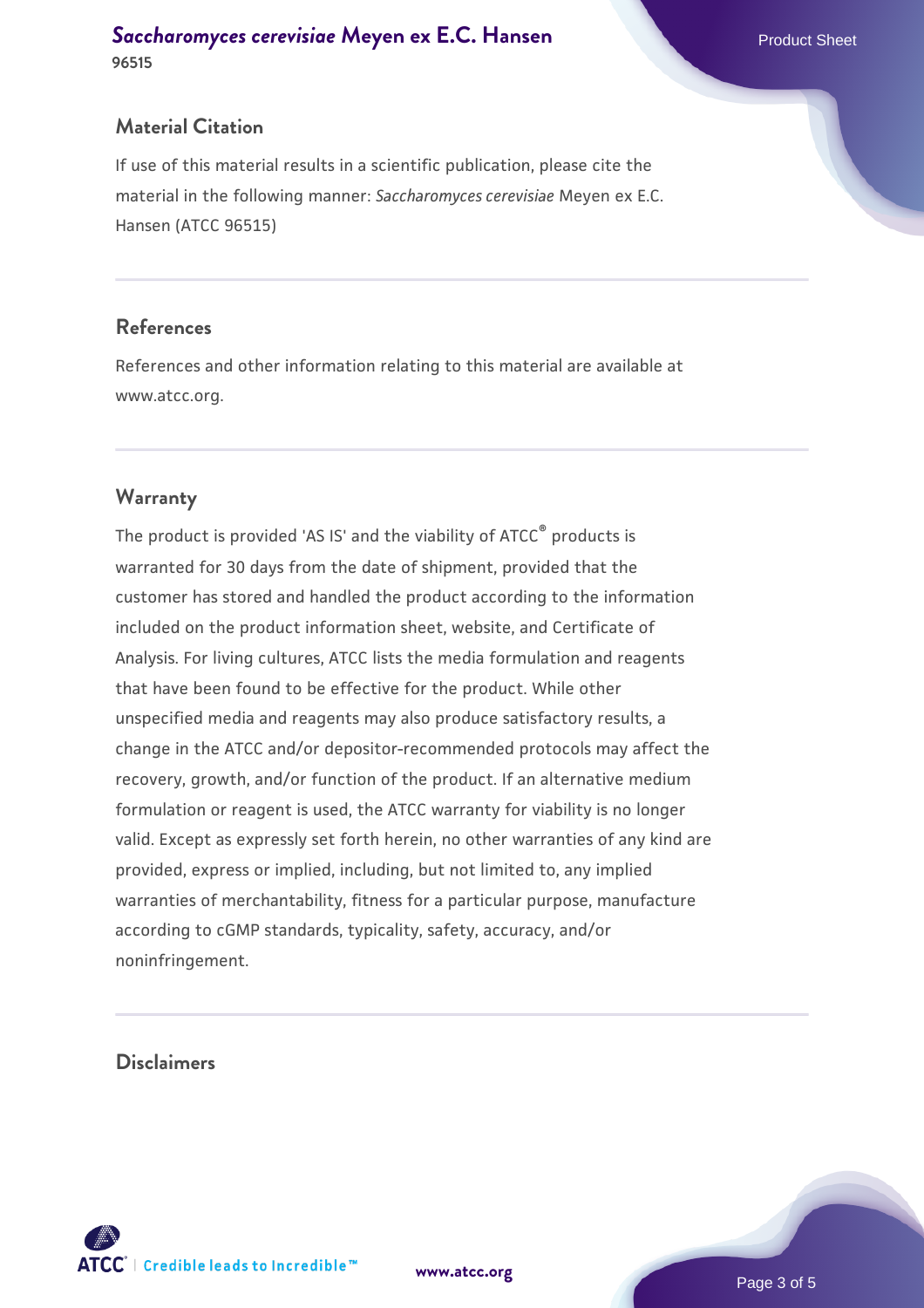## Material Citation

If use of this material results in a scientific publication, please cite the material in the following manner: *Saccharomyces cerevisiae* Meyen ex E.C. Hansen (ATCC 96515)

## References

References and other information relating to this material are available at www.atcc.org.

## Warranty

The product is provided 'AS IS' and the viability of ATCC® products is warranted for 30 days from the date of shipment, provided that the customer has stored and handled the product according to the information included on the product information sheet, website, and Certificate of Analysis. For living cultures, ATCC lists the media formulation and reagents that have been found to be effective for the product. While other unspecified media and reagents may also produce satisfactory results, a change in the ATCC and/or depositor-recommended protocols may affect the recovery, growth, and/or function of the product. If an alternative medium formulation or reagent is used, the ATCC warranty for viability is no longer valid. Except as expressly set forth herein, no other warranties of any kind are provided, express or implied, including, but not limited to, any implied warranties of merchantability, fitness for a particular purpose, manufacture according to cGMP standards, typicality, safety, accuracy, and/or noninfringement.

## Disclaimers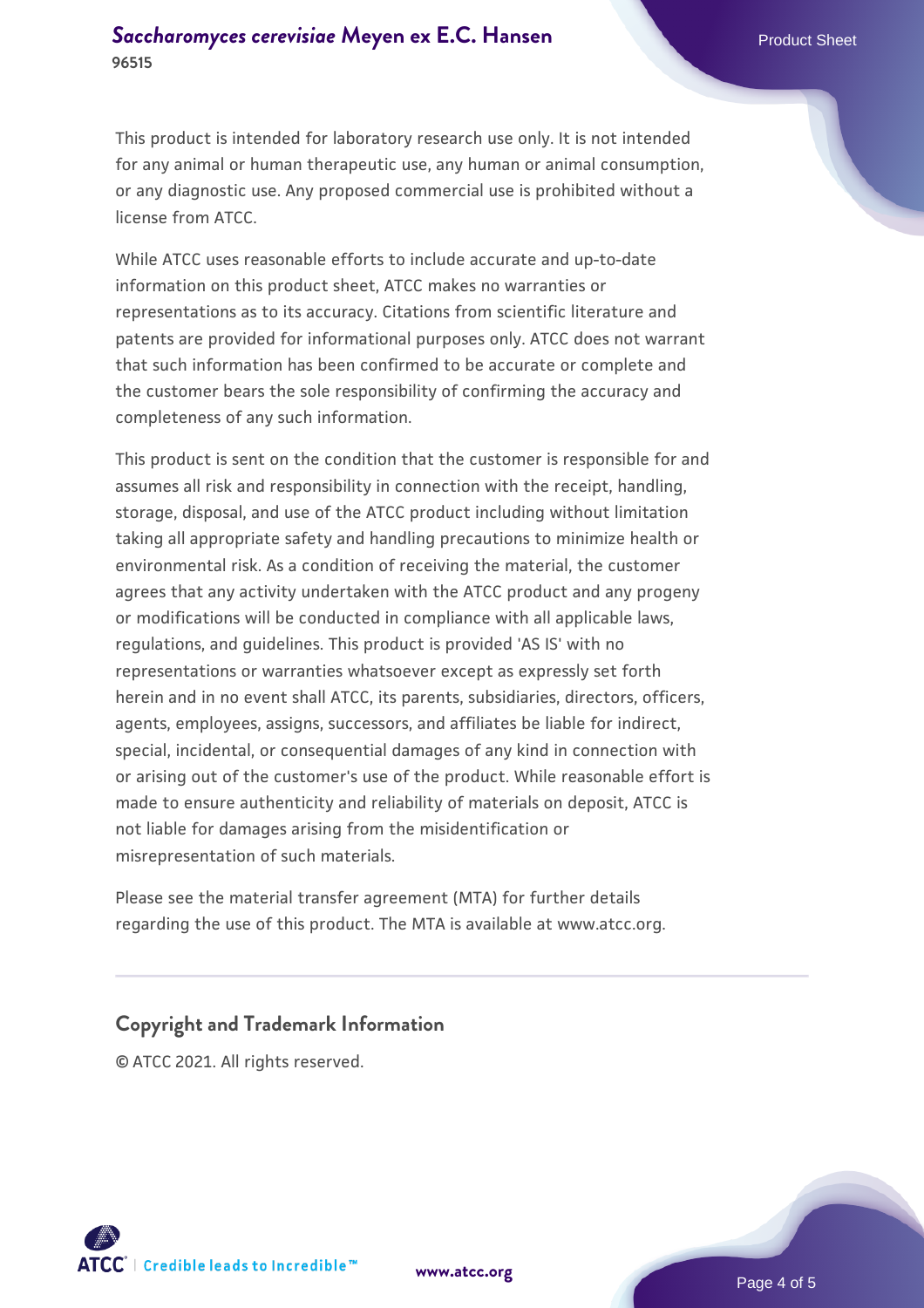This product is intended for laboratory research use only. It is not intended for any animal or human therapeutic use, any human or animal consumption, or any diagnostic use. Any proposed commercial use is prohibited without a license from ATCC.

While ATCC uses reasonable efforts to include accurate and up-to-date information on this product sheet, ATCC makes no warranties or representations as to its accuracy. Citations from scientific literature and patents are provided for informational purposes only. ATCC does not warrant that such information has been confirmed to be accurate or complete and the customer bears the sole responsibility of confirming the accuracy and completeness of any such information.

This product is sent on the condition that the customer is responsible for and assumes all risk and responsibility in connection with the receipt, handling, storage, disposal, and use of the ATCC product including without limitation taking all appropriate safety and handling precautions to minimize health or environmental risk. As a condition of receiving the material, the customer agrees that any activity undertaken with the ATCC product and any progeny or modifications will be conducted in compliance with all applicable laws, regulations, and guidelines. This product is provided 'AS IS' with no representations or warranties whatsoever except as expressly set forth herein and in no event shall ATCC, its parents, subsidiaries, directors, officers, agents, employees, assigns, successors, and affiliates be liable for indirect, special, incidental, or consequential damages of any kind in connection with or arising out of the customer's use of the product. While reasonable effort is made to ensure authenticity and reliability of materials on deposit, ATCC is not liable for damages arising from the misidentification or misrepresentation of such materials.

Please see the material transfer agreement (MTA) for further details regarding the use of this product. The MTA is available at www.atcc.org.

## Copyright and Trademark Information

© ATCC 2021. All rights reserved.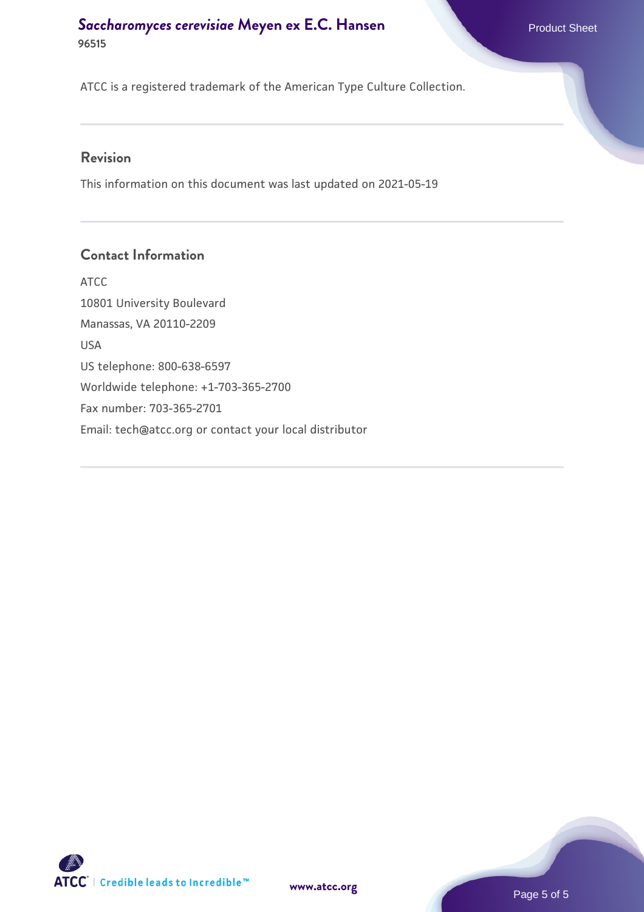ATCC is a registered trademark of the American Type Culture Collection.

## Revision

This information on this document was last updated on 2021-05-19

## Contact Information

ATCC
10801 University Boulevard
Manassas, VA 20110-2209
USA
US telephone: 800-638-6597
Worldwide telephone: +1-703-365-2700
Fax number: 703-365-2701
Email: tech@atcc.org or contact your local distributor